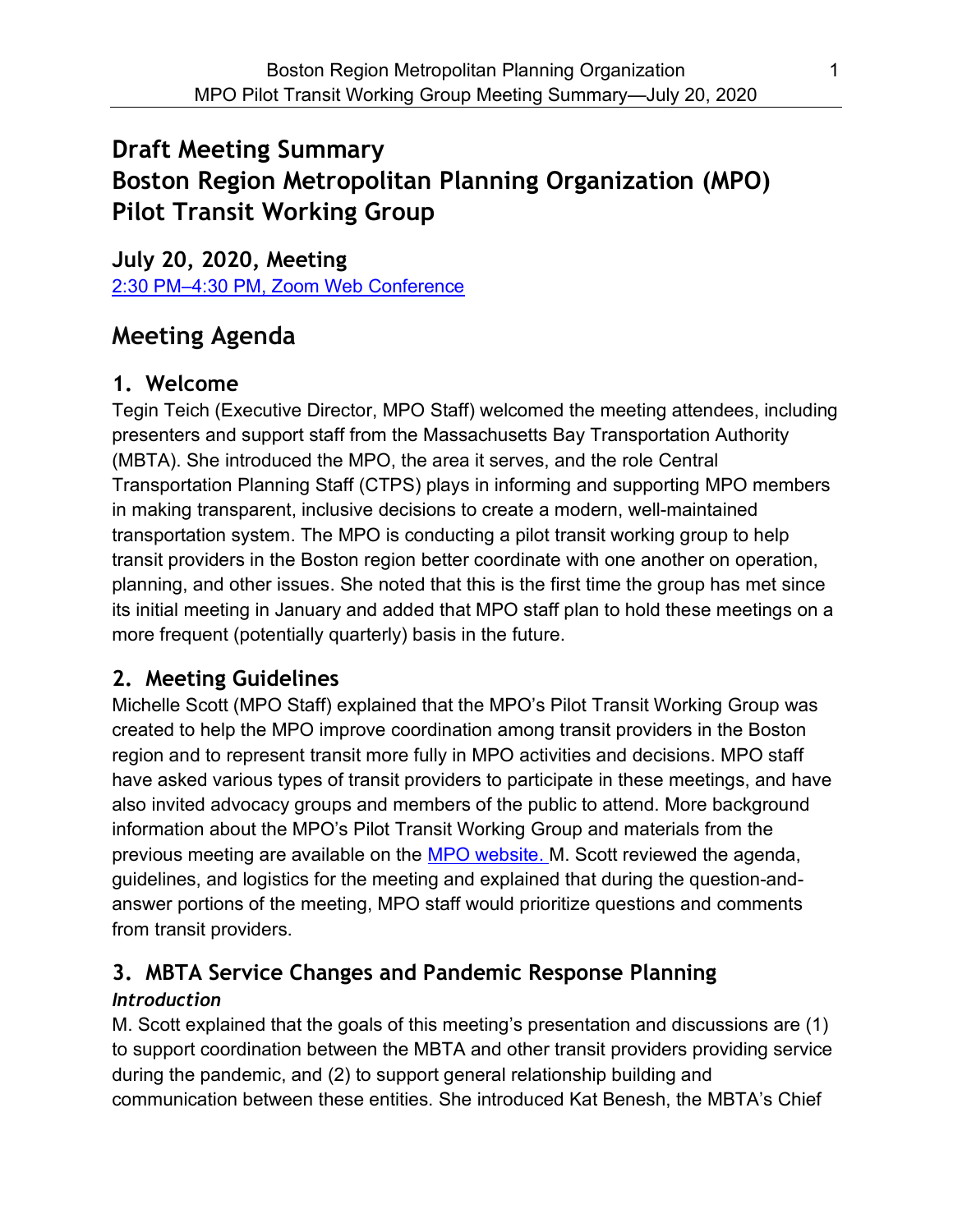# Draft Meeting Summary
# Boston Region Metropolitan Planning Organization (MPO) Pilot Transit Working Group

## July 20, 2020, Meeting

[2:30 PM–4:30 PM, Zoom Web Conference](#)

# Meeting Agenda

## 1. Welcome

Tegin Teich (Executive Director, MPO Staff) welcomed the meeting attendees, including presenters and support staff from the Massachusetts Bay Transportation Authority (MBTA). She introduced the MPO, the area it serves, and the role Central Transportation Planning Staff (CTPS) plays in informing and supporting MPO members in making transparent, inclusive decisions to create a modern, well-maintained transportation system. The MPO is conducting a pilot transit working group to help transit providers in the Boston region better coordinate with one another on operation, planning, and other issues. She noted that this is the first time the group has met since its initial meeting in January and added that MPO staff plan to hold these meetings on a more frequent (potentially quarterly) basis in the future.

## 2. Meeting Guidelines

Michelle Scott (MPO Staff) explained that the MPO's Pilot Transit Working Group was created to help the MPO improve coordination among transit providers in the Boston region and to represent transit more fully in MPO activities and decisions. MPO staff have asked various types of transit providers to participate in these meetings, and have also invited advocacy groups and members of the public to attend. More background information about the MPO's Pilot Transit Working Group and materials from the previous meeting are available on the [MPO website.](#) M. Scott reviewed the agenda, guidelines, and logistics for the meeting and explained that during the question-and-answer portions of the meeting, MPO staff would prioritize questions and comments from transit providers.

## 3. MBTA Service Changes and Pandemic Response Planning

### *Introduction*

M. Scott explained that the goals of this meeting's presentation and discussions are (1) to support coordination between the MBTA and other transit providers providing service during the pandemic, and (2) to support general relationship building and communication between these entities. She introduced Kat Benesh, the MBTA's Chief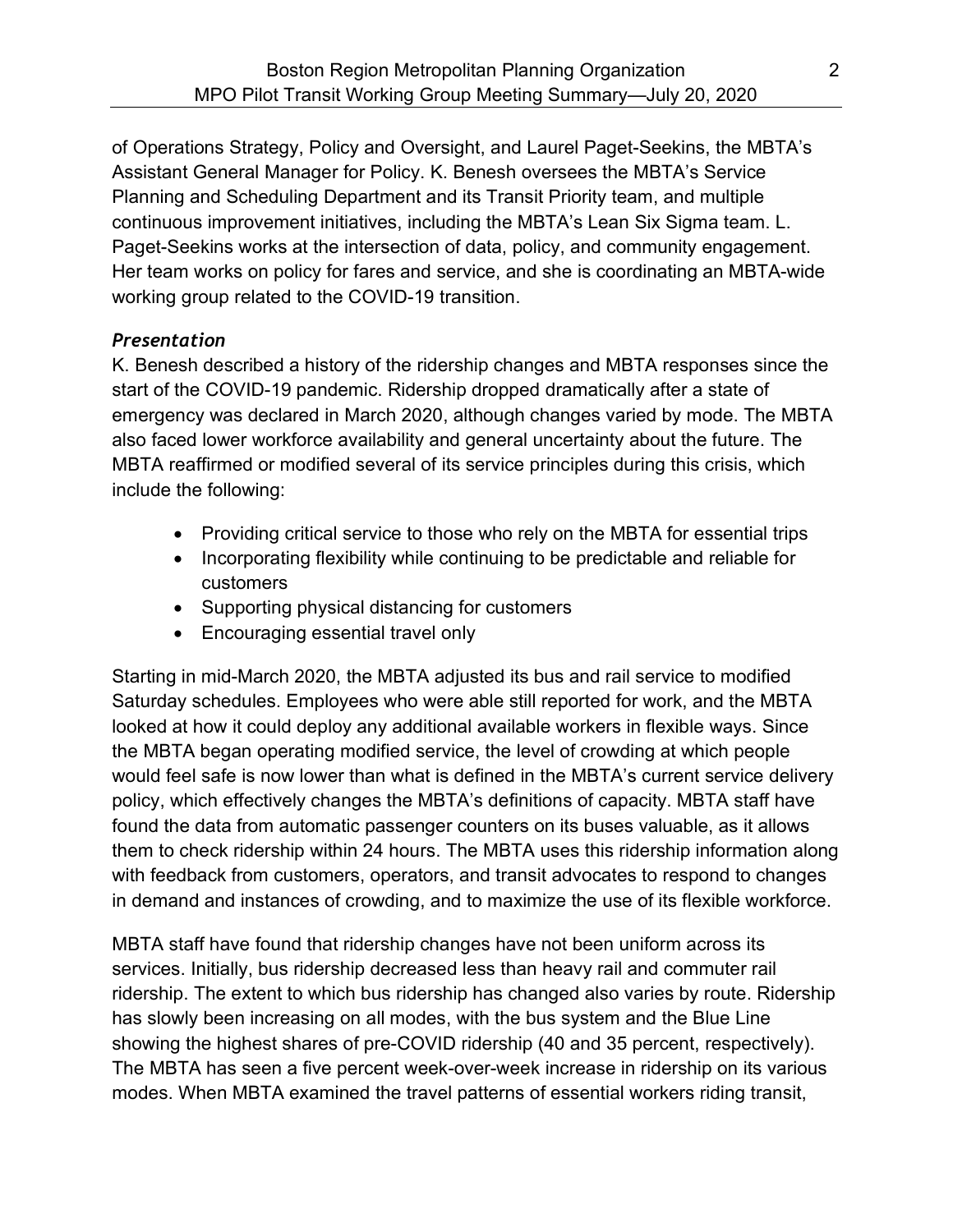of Operations Strategy, Policy and Oversight, and Laurel Paget-Seekins, the MBTA's Assistant General Manager for Policy. K. Benesh oversees the MBTA's Service Planning and Scheduling Department and its Transit Priority team, and multiple continuous improvement initiatives, including the MBTA's Lean Six Sigma team. L. Paget-Seekins works at the intersection of data, policy, and community engagement. Her team works on policy for fares and service, and she is coordinating an MBTA-wide working group related to the COVID-19 transition.

### *Presentation*

K. Benesh described a history of the ridership changes and MBTA responses since the start of the COVID-19 pandemic. Ridership dropped dramatically after a state of emergency was declared in March 2020, although changes varied by mode. The MBTA also faced lower workforce availability and general uncertainty about the future. The MBTA reaffirmed or modified several of its service principles during this crisis, which include the following:

- Providing critical service to those who rely on the MBTA for essential trips
- Incorporating flexibility while continuing to be predictable and reliable for customers
- Supporting physical distancing for customers
- Encouraging essential travel only

Starting in mid-March 2020, the MBTA adjusted its bus and rail service to modified Saturday schedules. Employees who were able still reported for work, and the MBTA looked at how it could deploy any additional available workers in flexible ways. Since the MBTA began operating modified service, the level of crowding at which people would feel safe is now lower than what is defined in the MBTA's current service delivery policy, which effectively changes the MBTA's definitions of capacity. MBTA staff have found the data from automatic passenger counters on its buses valuable, as it allows them to check ridership within 24 hours. The MBTA uses this ridership information along with feedback from customers, operators, and transit advocates to respond to changes in demand and instances of crowding, and to maximize the use of its flexible workforce.

MBTA staff have found that ridership changes have not been uniform across its services. Initially, bus ridership decreased less than heavy rail and commuter rail ridership. The extent to which bus ridership has changed also varies by route. Ridership has slowly been increasing on all modes, with the bus system and the Blue Line showing the highest shares of pre-COVID ridership (40 and 35 percent, respectively). The MBTA has seen a five percent week-over-week increase in ridership on its various modes. When MBTA examined the travel patterns of essential workers riding transit,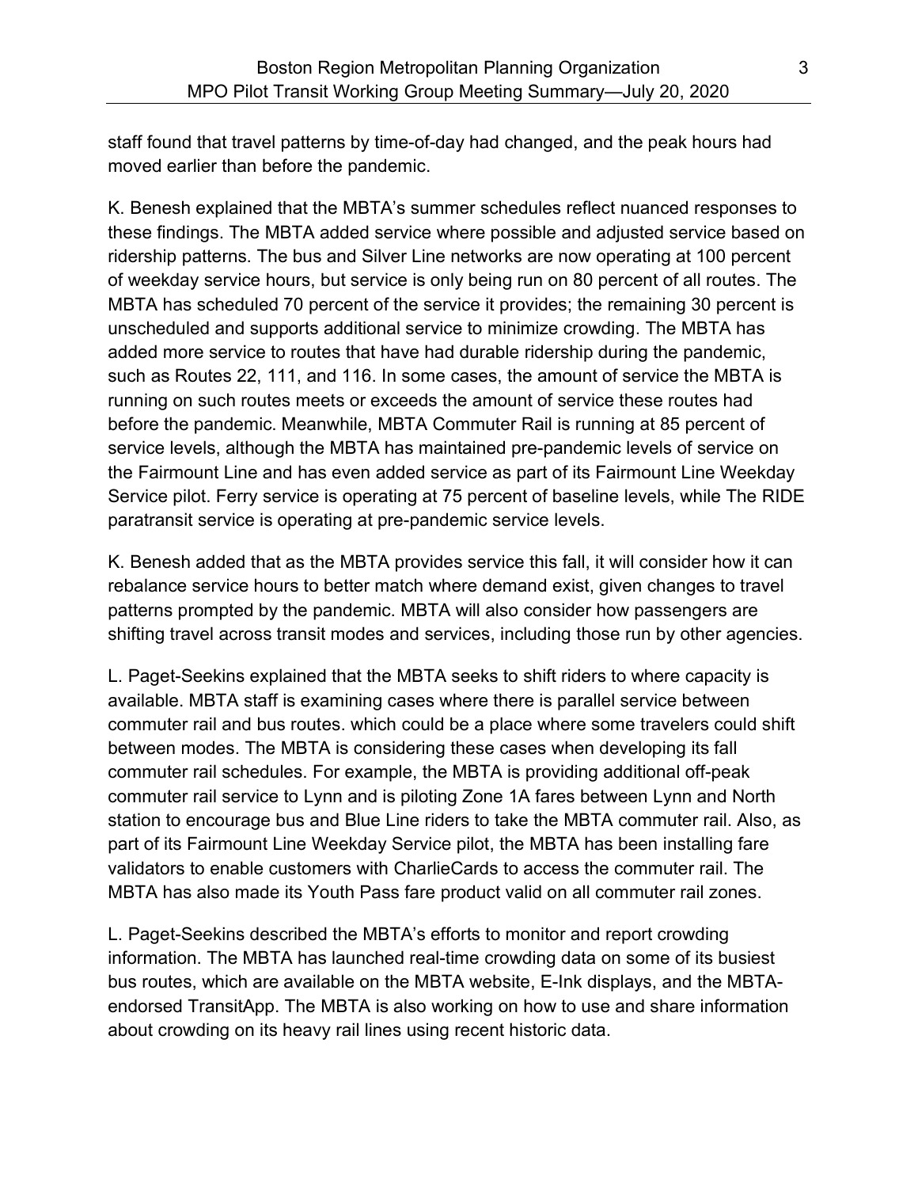staff found that travel patterns by time-of-day had changed, and the peak hours had moved earlier than before the pandemic.

K. Benesh explained that the MBTA's summer schedules reflect nuanced responses to these findings. The MBTA added service where possible and adjusted service based on ridership patterns. The bus and Silver Line networks are now operating at 100 percent of weekday service hours, but service is only being run on 80 percent of all routes. The MBTA has scheduled 70 percent of the service it provides; the remaining 30 percent is unscheduled and supports additional service to minimize crowding. The MBTA has added more service to routes that have had durable ridership during the pandemic, such as Routes 22, 111, and 116. In some cases, the amount of service the MBTA is running on such routes meets or exceeds the amount of service these routes had before the pandemic. Meanwhile, MBTA Commuter Rail is running at 85 percent of service levels, although the MBTA has maintained pre-pandemic levels of service on the Fairmount Line and has even added service as part of its Fairmount Line Weekday Service pilot. Ferry service is operating at 75 percent of baseline levels, while The RIDE paratransit service is operating at pre-pandemic service levels.

K. Benesh added that as the MBTA provides service this fall, it will consider how it can rebalance service hours to better match where demand exist, given changes to travel patterns prompted by the pandemic. MBTA will also consider how passengers are shifting travel across transit modes and services, including those run by other agencies.

L. Paget-Seekins explained that the MBTA seeks to shift riders to where capacity is available. MBTA staff is examining cases where there is parallel service between commuter rail and bus routes. which could be a place where some travelers could shift between modes. The MBTA is considering these cases when developing its fall commuter rail schedules. For example, the MBTA is providing additional off-peak commuter rail service to Lynn and is piloting Zone 1A fares between Lynn and North station to encourage bus and Blue Line riders to take the MBTA commuter rail. Also, as part of its Fairmount Line Weekday Service pilot, the MBTA has been installing fare validators to enable customers with CharlieCards to access the commuter rail. The MBTA has also made its Youth Pass fare product valid on all commuter rail zones.

L. Paget-Seekins described the MBTA's efforts to monitor and report crowding information. The MBTA has launched real-time crowding data on some of its busiest bus routes, which are available on the MBTA website, E-Ink displays, and the MBTA-endorsed TransitApp. The MBTA is also working on how to use and share information about crowding on its heavy rail lines using recent historic data.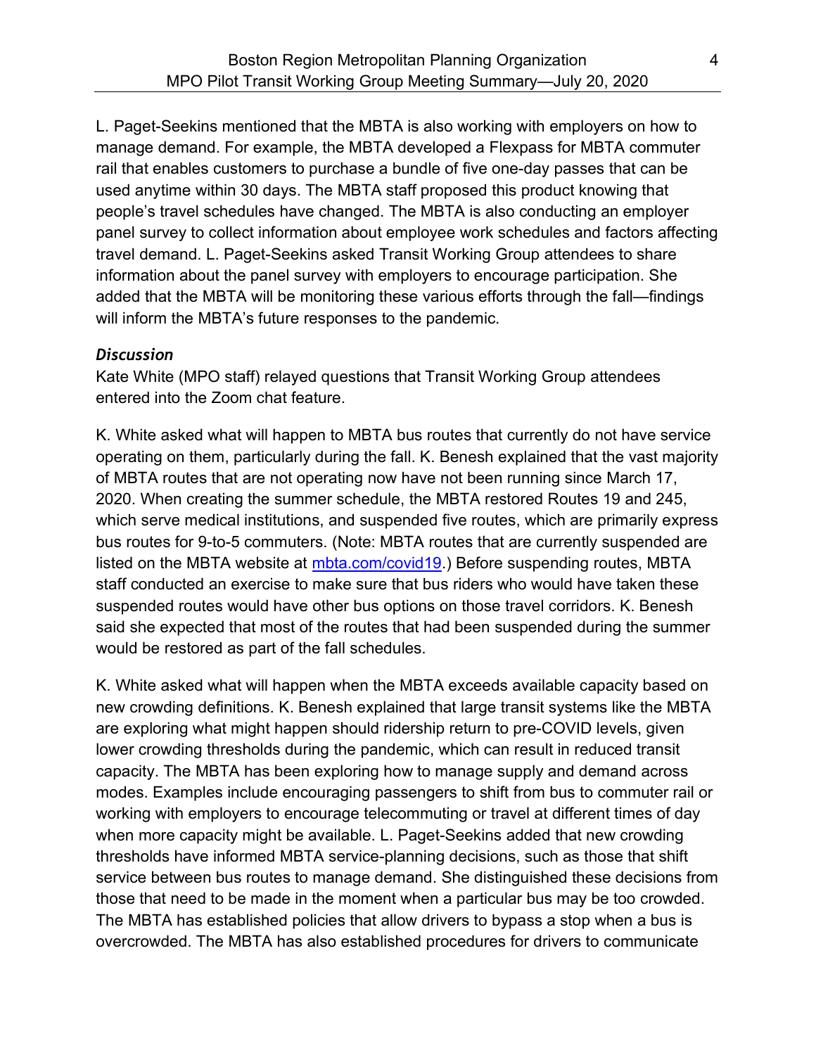L. Paget-Seekins mentioned that the MBTA is also working with employers on how to manage demand. For example, the MBTA developed a Flexpass for MBTA commuter rail that enables customers to purchase a bundle of five one-day passes that can be used anytime within 30 days. The MBTA staff proposed this product knowing that people's travel schedules have changed. The MBTA is also conducting an employer panel survey to collect information about employee work schedules and factors affecting travel demand. L. Paget-Seekins asked Transit Working Group attendees to share information about the panel survey with employers to encourage participation. She added that the MBTA will be monitoring these various efforts through the fall—findings will inform the MBTA's future responses to the pandemic.

### *Discussion*

Kate White (MPO staff) relayed questions that Transit Working Group attendees entered into the Zoom chat feature.

K. White asked what will happen to MBTA bus routes that currently do not have service operating on them, particularly during the fall. K. Benesh explained that the vast majority of MBTA routes that are not operating now have not been running since March 17, 2020. When creating the summer schedule, the MBTA restored Routes 19 and 245, which serve medical institutions, and suspended five routes, which are primarily express bus routes for 9-to-5 commuters. (Note: MBTA routes that are currently suspended are listed on the MBTA website at [mbta.com/covid19](mbta.com/covid19).) Before suspending routes, MBTA staff conducted an exercise to make sure that bus riders who would have taken these suspended routes would have other bus options on those travel corridors. K. Benesh said she expected that most of the routes that had been suspended during the summer would be restored as part of the fall schedules.

K. White asked what will happen when the MBTA exceeds available capacity based on new crowding definitions. K. Benesh explained that large transit systems like the MBTA are exploring what might happen should ridership return to pre-COVID levels, given lower crowding thresholds during the pandemic, which can result in reduced transit capacity. The MBTA has been exploring how to manage supply and demand across modes. Examples include encouraging passengers to shift from bus to commuter rail or working with employers to encourage telecommuting or travel at different times of day when more capacity might be available. L. Paget-Seekins added that new crowding thresholds have informed MBTA service-planning decisions, such as those that shift service between bus routes to manage demand. She distinguished these decisions from those that need to be made in the moment when a particular bus may be too crowded. The MBTA has established policies that allow drivers to bypass a stop when a bus is overcrowded. The MBTA has also established procedures for drivers to communicate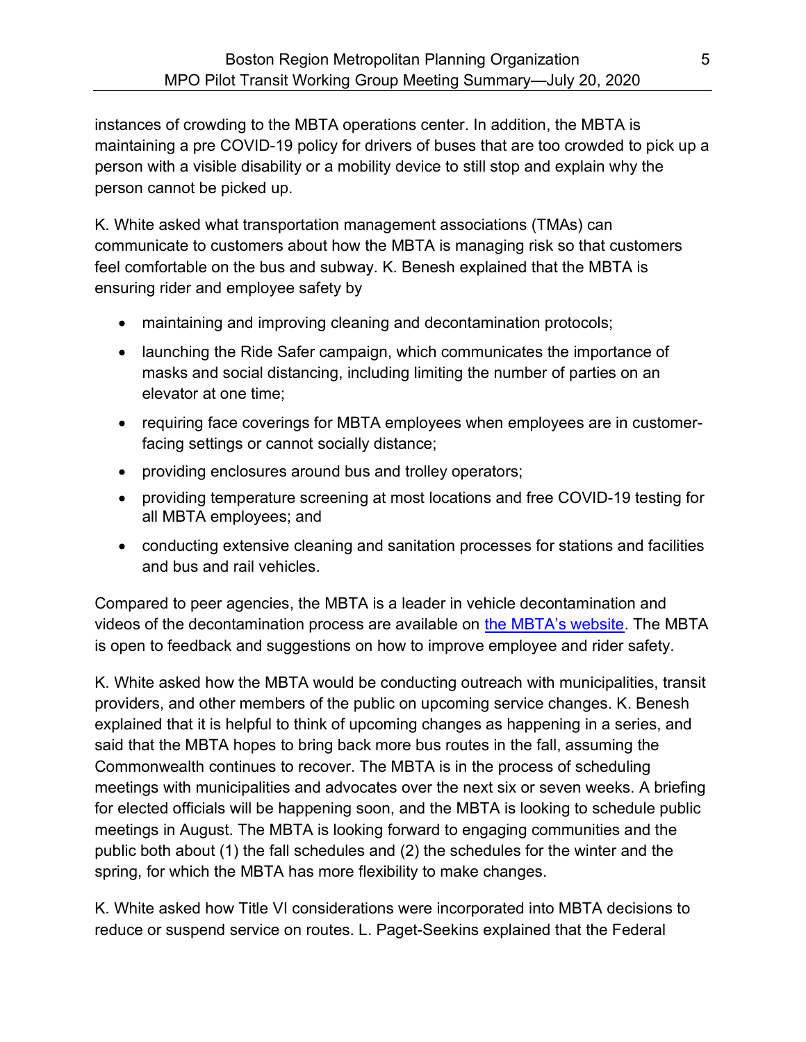instances of crowding to the MBTA operations center. In addition, the MBTA is maintaining a pre COVID-19 policy for drivers of buses that are too crowded to pick up a person with a visible disability or a mobility device to still stop and explain why the person cannot be picked up.

K. White asked what transportation management associations (TMAs) can communicate to customers about how the MBTA is managing risk so that customers feel comfortable on the bus and subway. K. Benesh explained that the MBTA is ensuring rider and employee safety by

- maintaining and improving cleaning and decontamination protocols;
- launching the Ride Safer campaign, which communicates the importance of masks and social distancing, including limiting the number of parties on an elevator at one time;
- requiring face coverings for MBTA employees when employees are in customer-facing settings or cannot socially distance;
- providing enclosures around bus and trolley operators;
- providing temperature screening at most locations and free COVID-19 testing for all MBTA employees; and
- conducting extensive cleaning and sanitation processes for stations and facilities and bus and rail vehicles.

Compared to peer agencies, the MBTA is a leader in vehicle decontamination and videos of the decontamination process are available on [the MBTA's website](). The MBTA is open to feedback and suggestions on how to improve employee and rider safety.

K. White asked how the MBTA would be conducting outreach with municipalities, transit providers, and other members of the public on upcoming service changes. K. Benesh explained that it is helpful to think of upcoming changes as happening in a series, and said that the MBTA hopes to bring back more bus routes in the fall, assuming the Commonwealth continues to recover. The MBTA is in the process of scheduling meetings with municipalities and advocates over the next six or seven weeks. A briefing for elected officials will be happening soon, and the MBTA is looking to schedule public meetings in August. The MBTA is looking forward to engaging communities and the public both about (1) the fall schedules and (2) the schedules for the winter and the spring, for which the MBTA has more flexibility to make changes.

K. White asked how Title VI considerations were incorporated into MBTA decisions to reduce or suspend service on routes. L. Paget-Seekins explained that the Federal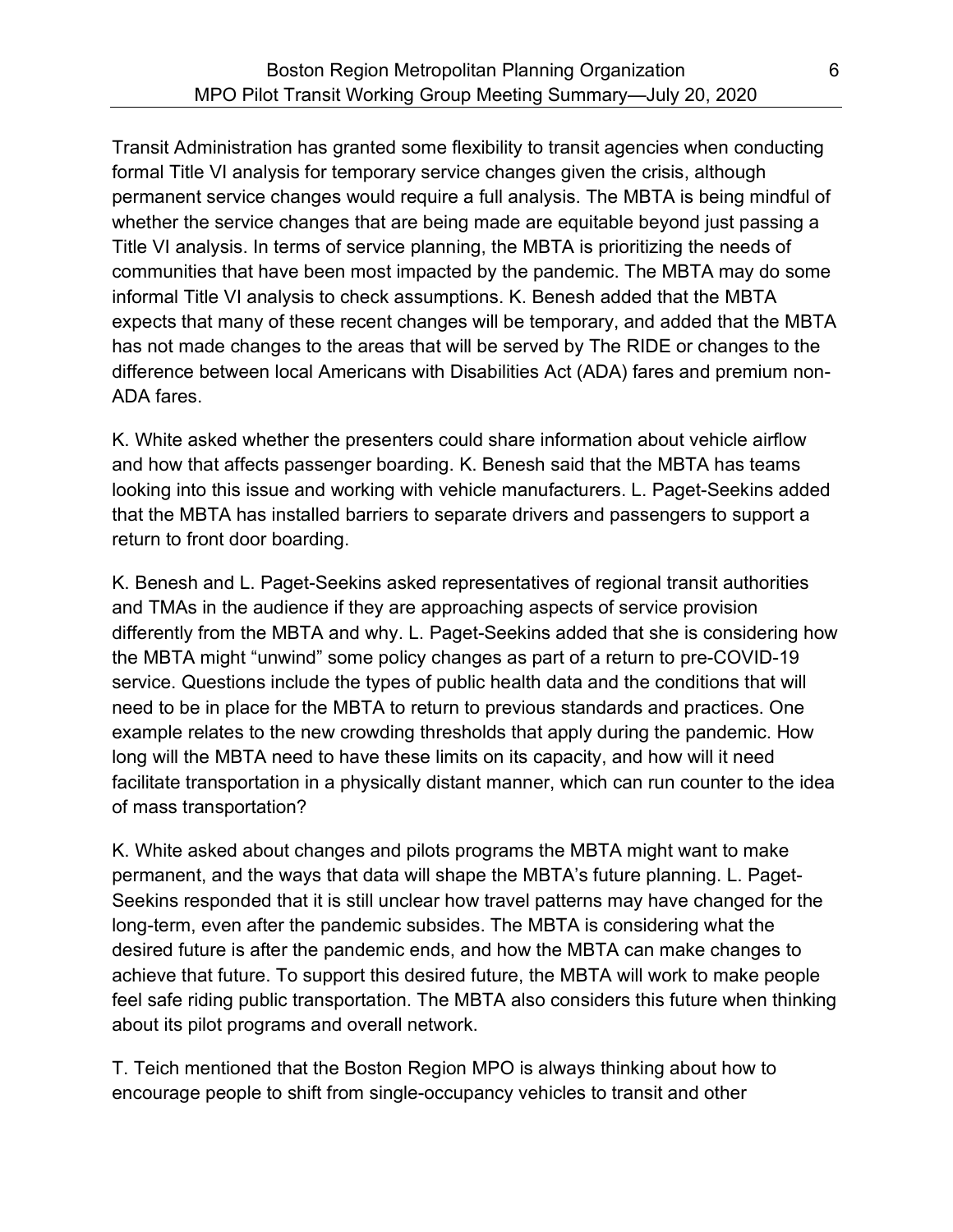Transit Administration has granted some flexibility to transit agencies when conducting formal Title VI analysis for temporary service changes given the crisis, although permanent service changes would require a full analysis. The MBTA is being mindful of whether the service changes that are being made are equitable beyond just passing a Title VI analysis. In terms of service planning, the MBTA is prioritizing the needs of communities that have been most impacted by the pandemic. The MBTA may do some informal Title VI analysis to check assumptions. K. Benesh added that the MBTA expects that many of these recent changes will be temporary, and added that the MBTA has not made changes to the areas that will be served by The RIDE or changes to the difference between local Americans with Disabilities Act (ADA) fares and premium non-ADA fares.

K. White asked whether the presenters could share information about vehicle airflow and how that affects passenger boarding. K. Benesh said that the MBTA has teams looking into this issue and working with vehicle manufacturers. L. Paget-Seekins added that the MBTA has installed barriers to separate drivers and passengers to support a return to front door boarding.

K. Benesh and L. Paget-Seekins asked representatives of regional transit authorities and TMAs in the audience if they are approaching aspects of service provision differently from the MBTA and why. L. Paget-Seekins added that she is considering how the MBTA might "unwind" some policy changes as part of a return to pre-COVID-19 service. Questions include the types of public health data and the conditions that will need to be in place for the MBTA to return to previous standards and practices. One example relates to the new crowding thresholds that apply during the pandemic. How long will the MBTA need to have these limits on its capacity, and how will it need facilitate transportation in a physically distant manner, which can run counter to the idea of mass transportation?

K. White asked about changes and pilots programs the MBTA might want to make permanent, and the ways that data will shape the MBTA's future planning. L. Paget-Seekins responded that it is still unclear how travel patterns may have changed for the long-term, even after the pandemic subsides. The MBTA is considering what the desired future is after the pandemic ends, and how the MBTA can make changes to achieve that future. To support this desired future, the MBTA will work to make people feel safe riding public transportation. The MBTA also considers this future when thinking about its pilot programs and overall network.

T. Teich mentioned that the Boston Region MPO is always thinking about how to encourage people to shift from single-occupancy vehicles to transit and other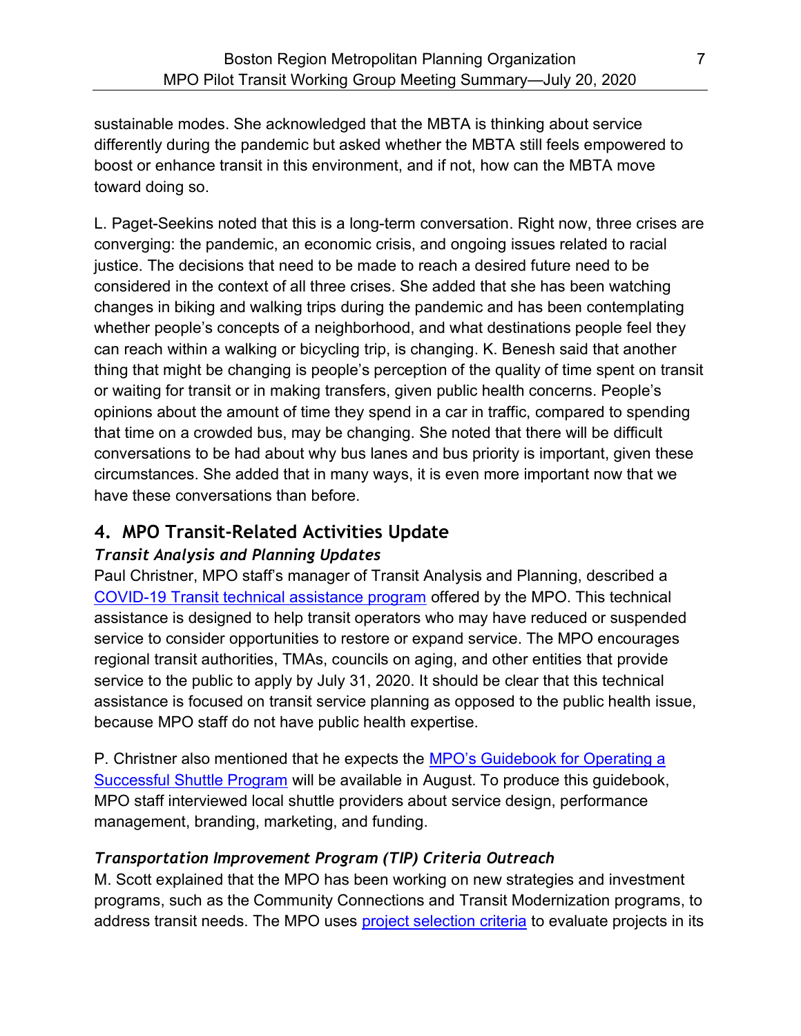sustainable modes. She acknowledged that the MBTA is thinking about service differently during the pandemic but asked whether the MBTA still feels empowered to boost or enhance transit in this environment, and if not, how can the MBTA move toward doing so.

L. Paget-Seekins noted that this is a long-term conversation. Right now, three crises are converging: the pandemic, an economic crisis, and ongoing issues related to racial justice. The decisions that need to be made to reach a desired future need to be considered in the context of all three crises. She added that she has been watching changes in biking and walking trips during the pandemic and has been contemplating whether people's concepts of a neighborhood, and what destinations people feel they can reach within a walking or bicycling trip, is changing. K. Benesh said that another thing that might be changing is people's perception of the quality of time spent on transit or waiting for transit or in making transfers, given public health concerns. People's opinions about the amount of time they spend in a car in traffic, compared to spending that time on a crowded bus, may be changing. She noted that there will be difficult conversations to be had about why bus lanes and bus priority is important, given these circumstances. She added that in many ways, it is even more important now that we have these conversations than before.

## 4. MPO Transit-Related Activities Update

### *Transit Analysis and Planning Updates*

Paul Christner, MPO staff's manager of Transit Analysis and Planning, described a COVID-19 Transit technical assistance program offered by the MPO. This technical assistance is designed to help transit operators who may have reduced or suspended service to consider opportunities to restore or expand service. The MPO encourages regional transit authorities, TMAs, councils on aging, and other entities that provide service to the public to apply by July 31, 2020. It should be clear that this technical assistance is focused on transit service planning as opposed to the public health issue, because MPO staff do not have public health expertise.

P. Christner also mentioned that he expects the MPO's Guidebook for Operating a Successful Shuttle Program will be available in August. To produce this guidebook, MPO staff interviewed local shuttle providers about service design, performance management, branding, marketing, and funding.

### *Transportation Improvement Program (TIP) Criteria Outreach*

M. Scott explained that the MPO has been working on new strategies and investment programs, such as the Community Connections and Transit Modernization programs, to address transit needs. The MPO uses project selection criteria to evaluate projects in its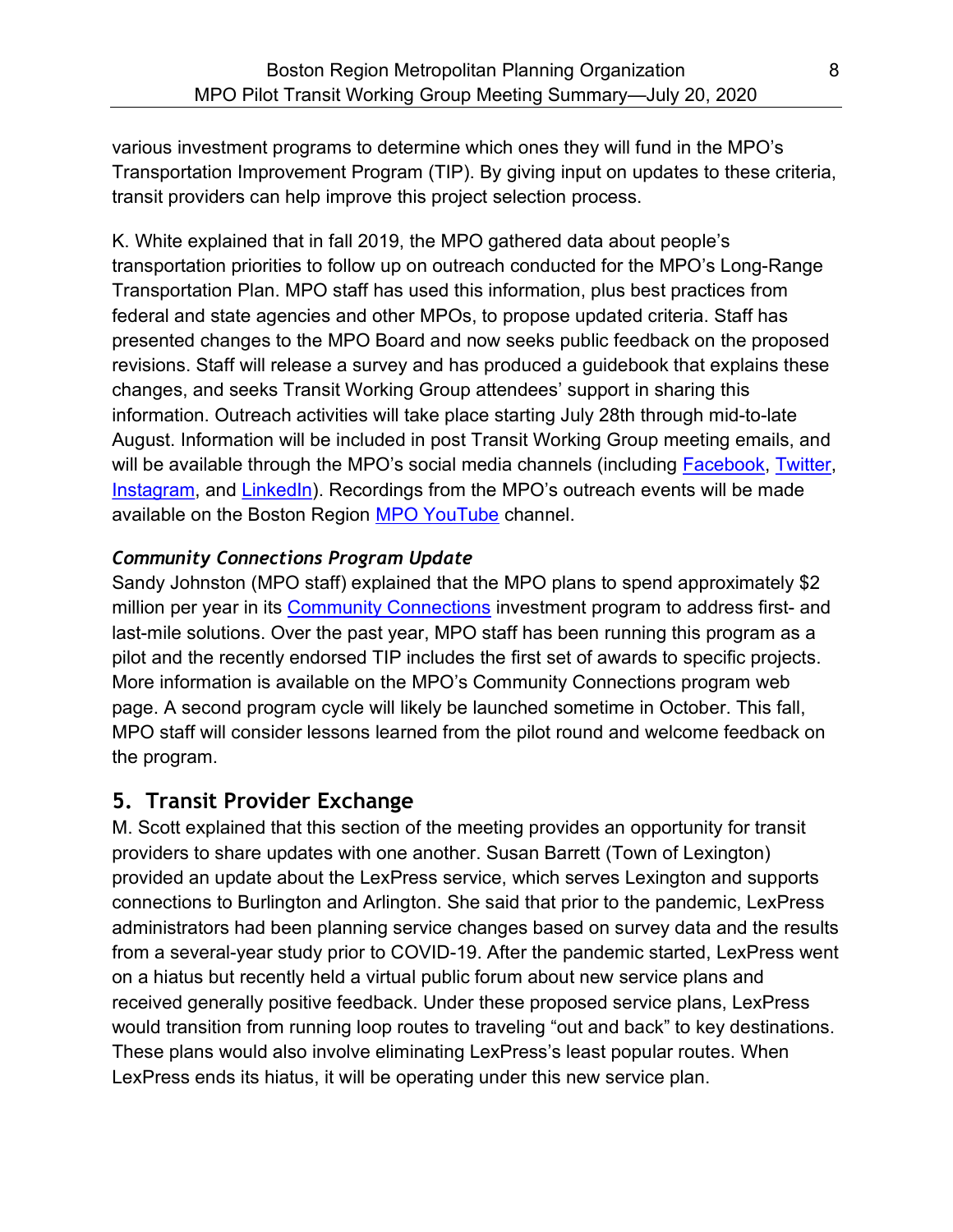various investment programs to determine which ones they will fund in the MPO's Transportation Improvement Program (TIP). By giving input on updates to these criteria, transit providers can help improve this project selection process.

K. White explained that in fall 2019, the MPO gathered data about people's transportation priorities to follow up on outreach conducted for the MPO's Long-Range Transportation Plan. MPO staff has used this information, plus best practices from federal and state agencies and other MPOs, to propose updated criteria. Staff has presented changes to the MPO Board and now seeks public feedback on the proposed revisions. Staff will release a survey and has produced a guidebook that explains these changes, and seeks Transit Working Group attendees' support in sharing this information. Outreach activities will take place starting July 28th through mid-to-late August. Information will be included in post Transit Working Group meeting emails, and will be available through the MPO's social media channels (including Facebook, Twitter, Instagram, and LinkedIn). Recordings from the MPO's outreach events will be made available on the Boston Region MPO YouTube channel.

***Community Connections Program Update***

Sandy Johnston (MPO staff) explained that the MPO plans to spend approximately $2 million per year in its Community Connections investment program to address first- and last-mile solutions. Over the past year, MPO staff has been running this program as a pilot and the recently endorsed TIP includes the first set of awards to specific projects. More information is available on the MPO's Community Connections program web page. A second program cycle will likely be launched sometime in October. This fall, MPO staff will consider lessons learned from the pilot round and welcome feedback on the program.

## 5. Transit Provider Exchange

M. Scott explained that this section of the meeting provides an opportunity for transit providers to share updates with one another. Susan Barrett (Town of Lexington) provided an update about the LexPress service, which serves Lexington and supports connections to Burlington and Arlington. She said that prior to the pandemic, LexPress administrators had been planning service changes based on survey data and the results from a several-year study prior to COVID-19. After the pandemic started, LexPress went on a hiatus but recently held a virtual public forum about new service plans and received generally positive feedback. Under these proposed service plans, LexPress would transition from running loop routes to traveling "out and back" to key destinations. These plans would also involve eliminating LexPress's least popular routes. When LexPress ends its hiatus, it will be operating under this new service plan.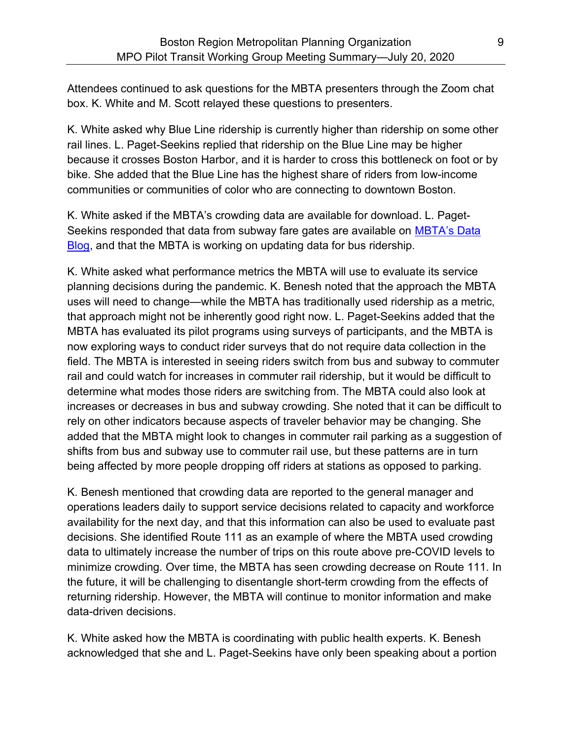Attendees continued to ask questions for the MBTA presenters through the Zoom chat box. K. White and M. Scott relayed these questions to presenters.

K. White asked why Blue Line ridership is currently higher than ridership on some other rail lines. L. Paget-Seekins replied that ridership on the Blue Line may be higher because it crosses Boston Harbor, and it is harder to cross this bottleneck on foot or by bike. She added that the Blue Line has the highest share of riders from low-income communities or communities of color who are connecting to downtown Boston.

K. White asked if the MBTA's crowding data are available for download. L. Paget-Seekins responded that data from subway fare gates are available on [MBTA's Data Blog](), and that the MBTA is working on updating data for bus ridership.

K. White asked what performance metrics the MBTA will use to evaluate its service planning decisions during the pandemic. K. Benesh noted that the approach the MBTA uses will need to change—while the MBTA has traditionally used ridership as a metric, that approach might not be inherently good right now. L. Paget-Seekins added that the MBTA has evaluated its pilot programs using surveys of participants, and the MBTA is now exploring ways to conduct rider surveys that do not require data collection in the field. The MBTA is interested in seeing riders switch from bus and subway to commuter rail and could watch for increases in commuter rail ridership, but it would be difficult to determine what modes those riders are switching from. The MBTA could also look at increases or decreases in bus and subway crowding. She noted that it can be difficult to rely on other indicators because aspects of traveler behavior may be changing. She added that the MBTA might look to changes in commuter rail parking as a suggestion of shifts from bus and subway use to commuter rail use, but these patterns are in turn being affected by more people dropping off riders at stations as opposed to parking.

K. Benesh mentioned that crowding data are reported to the general manager and operations leaders daily to support service decisions related to capacity and workforce availability for the next day, and that this information can also be used to evaluate past decisions. She identified Route 111 as an example of where the MBTA used crowding data to ultimately increase the number of trips on this route above pre-COVID levels to minimize crowding. Over time, the MBTA has seen crowding decrease on Route 111. In the future, it will be challenging to disentangle short-term crowding from the effects of returning ridership. However, the MBTA will continue to monitor information and make data-driven decisions.

K. White asked how the MBTA is coordinating with public health experts. K. Benesh acknowledged that she and L. Paget-Seekins have only been speaking about a portion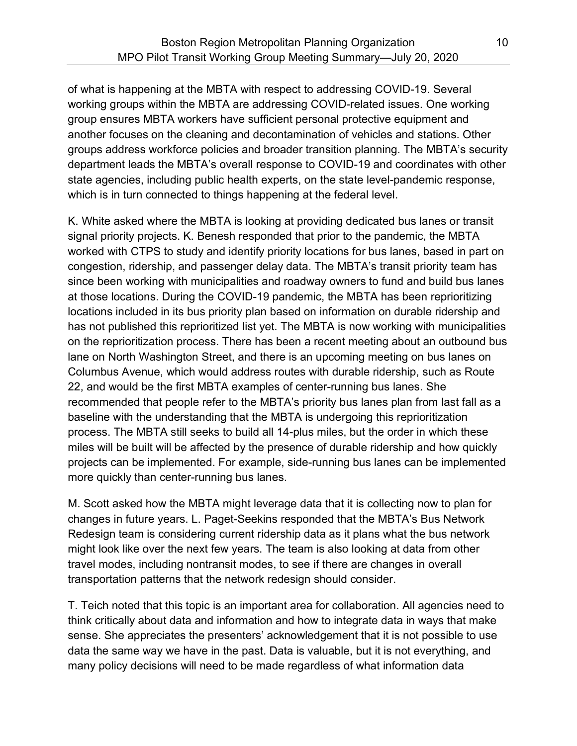of what is happening at the MBTA with respect to addressing COVID-19. Several working groups within the MBTA are addressing COVID-related issues. One working group ensures MBTA workers have sufficient personal protective equipment and another focuses on the cleaning and decontamination of vehicles and stations. Other groups address workforce policies and broader transition planning. The MBTA's security department leads the MBTA's overall response to COVID-19 and coordinates with other state agencies, including public health experts, on the state level-pandemic response, which is in turn connected to things happening at the federal level.

K. White asked where the MBTA is looking at providing dedicated bus lanes or transit signal priority projects. K. Benesh responded that prior to the pandemic, the MBTA worked with CTPS to study and identify priority locations for bus lanes, based in part on congestion, ridership, and passenger delay data. The MBTA's transit priority team has since been working with municipalities and roadway owners to fund and build bus lanes at those locations. During the COVID-19 pandemic, the MBTA has been reprioritizing locations included in its bus priority plan based on information on durable ridership and has not published this reprioritized list yet. The MBTA is now working with municipalities on the reprioritization process. There has been a recent meeting about an outbound bus lane on North Washington Street, and there is an upcoming meeting on bus lanes on Columbus Avenue, which would address routes with durable ridership, such as Route 22, and would be the first MBTA examples of center-running bus lanes. She recommended that people refer to the MBTA's priority bus lanes plan from last fall as a baseline with the understanding that the MBTA is undergoing this reprioritization process. The MBTA still seeks to build all 14-plus miles, but the order in which these miles will be built will be affected by the presence of durable ridership and how quickly projects can be implemented. For example, side-running bus lanes can be implemented more quickly than center-running bus lanes.

M. Scott asked how the MBTA might leverage data that it is collecting now to plan for changes in future years. L. Paget-Seekins responded that the MBTA's Bus Network Redesign team is considering current ridership data as it plans what the bus network might look like over the next few years. The team is also looking at data from other travel modes, including nontransit modes, to see if there are changes in overall transportation patterns that the network redesign should consider.

T. Teich noted that this topic is an important area for collaboration. All agencies need to think critically about data and information and how to integrate data in ways that make sense. She appreciates the presenters' acknowledgement that it is not possible to use data the same way we have in the past. Data is valuable, but it is not everything, and many policy decisions will need to be made regardless of what information data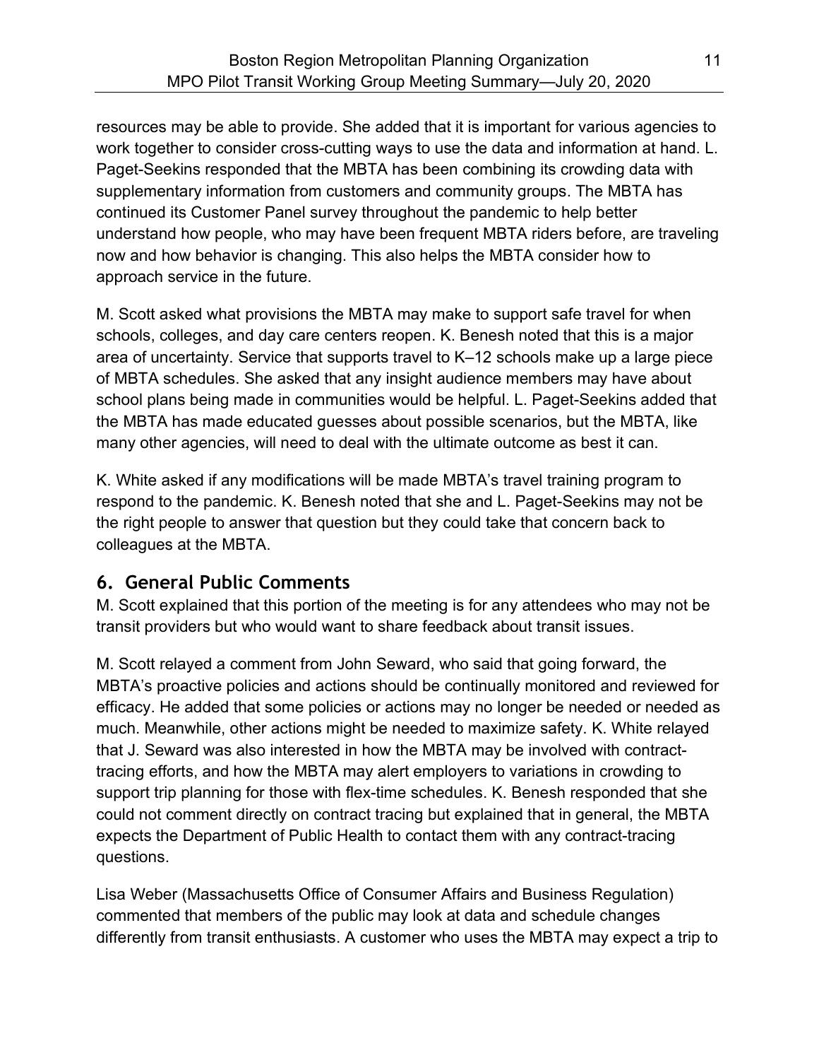resources may be able to provide. She added that it is important for various agencies to work together to consider cross-cutting ways to use the data and information at hand. L. Paget-Seekins responded that the MBTA has been combining its crowding data with supplementary information from customers and community groups. The MBTA has continued its Customer Panel survey throughout the pandemic to help better understand how people, who may have been frequent MBTA riders before, are traveling now and how behavior is changing. This also helps the MBTA consider how to approach service in the future.

M. Scott asked what provisions the MBTA may make to support safe travel for when schools, colleges, and day care centers reopen. K. Benesh noted that this is a major area of uncertainty. Service that supports travel to K–12 schools make up a large piece of MBTA schedules. She asked that any insight audience members may have about school plans being made in communities would be helpful. L. Paget-Seekins added that the MBTA has made educated guesses about possible scenarios, but the MBTA, like many other agencies, will need to deal with the ultimate outcome as best it can.

K. White asked if any modifications will be made MBTA's travel training program to respond to the pandemic. K. Benesh noted that she and L. Paget-Seekins may not be the right people to answer that question but they could take that concern back to colleagues at the MBTA.

## 6. General Public Comments

M. Scott explained that this portion of the meeting is for any attendees who may not be transit providers but who would want to share feedback about transit issues.

M. Scott relayed a comment from John Seward, who said that going forward, the MBTA's proactive policies and actions should be continually monitored and reviewed for efficacy. He added that some policies or actions may no longer be needed or needed as much. Meanwhile, other actions might be needed to maximize safety. K. White relayed that J. Seward was also interested in how the MBTA may be involved with contract-tracing efforts, and how the MBTA may alert employers to variations in crowding to support trip planning for those with flex-time schedules. K. Benesh responded that she could not comment directly on contract tracing but explained that in general, the MBTA expects the Department of Public Health to contact them with any contract-tracing questions.

Lisa Weber (Massachusetts Office of Consumer Affairs and Business Regulation) commented that members of the public may look at data and schedule changes differently from transit enthusiasts. A customer who uses the MBTA may expect a trip to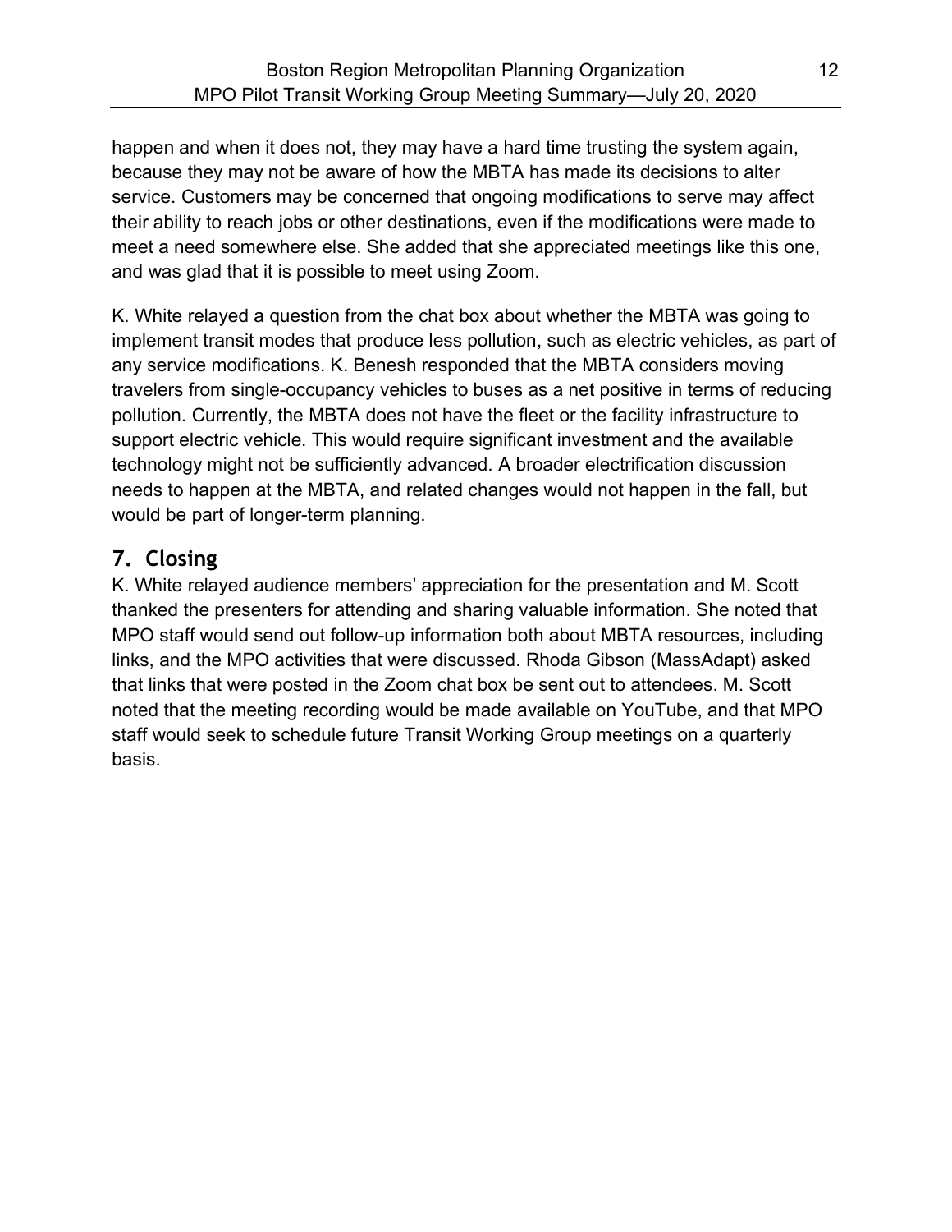happen and when it does not, they may have a hard time trusting the system again, because they may not be aware of how the MBTA has made its decisions to alter service. Customers may be concerned that ongoing modifications to serve may affect their ability to reach jobs or other destinations, even if the modifications were made to meet a need somewhere else. She added that she appreciated meetings like this one, and was glad that it is possible to meet using Zoom.

K. White relayed a question from the chat box about whether the MBTA was going to implement transit modes that produce less pollution, such as electric vehicles, as part of any service modifications. K. Benesh responded that the MBTA considers moving travelers from single-occupancy vehicles to buses as a net positive in terms of reducing pollution. Currently, the MBTA does not have the fleet or the facility infrastructure to support electric vehicle. This would require significant investment and the available technology might not be sufficiently advanced. A broader electrification discussion needs to happen at the MBTA, and related changes would not happen in the fall, but would be part of longer-term planning.

## 7. Closing

K. White relayed audience members' appreciation for the presentation and M. Scott thanked the presenters for attending and sharing valuable information. She noted that MPO staff would send out follow-up information both about MBTA resources, including links, and the MPO activities that were discussed. Rhoda Gibson (MassAdapt) asked that links that were posted in the Zoom chat box be sent out to attendees. M. Scott noted that the meeting recording would be made available on YouTube, and that MPO staff would seek to schedule future Transit Working Group meetings on a quarterly basis.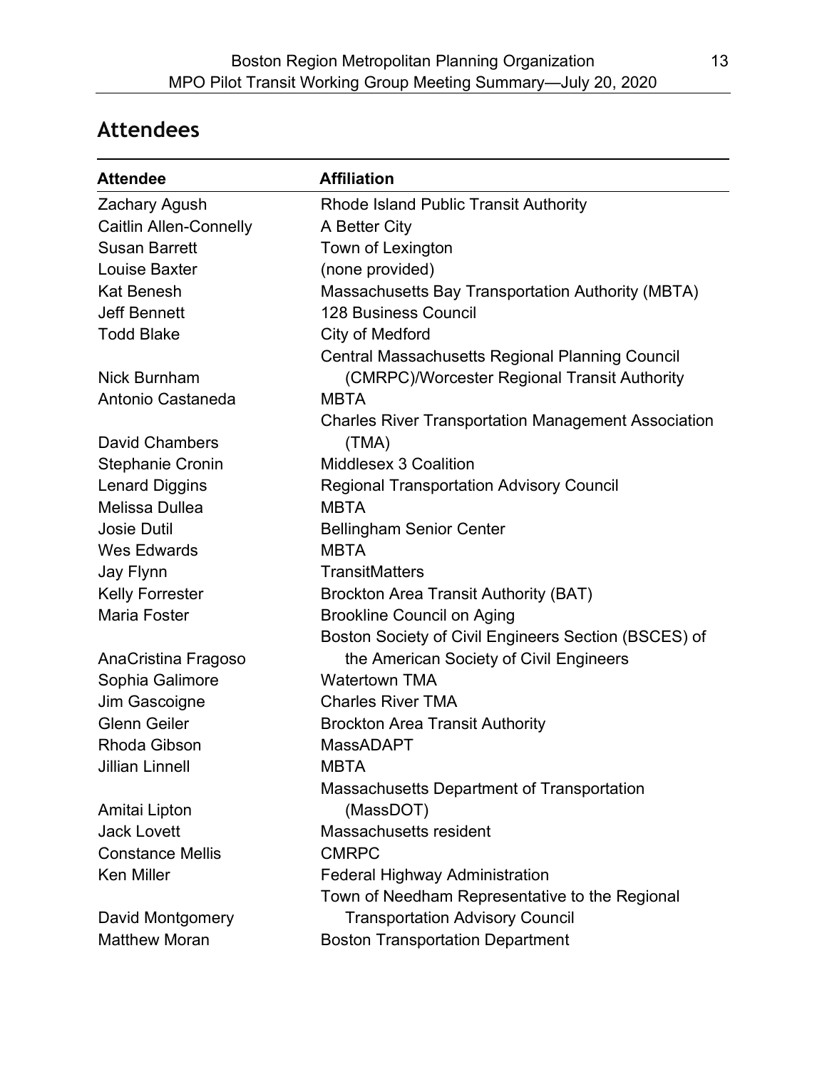## Attendees

| Attendee | Affiliation |
|---|---|
| Zachary Agush | Rhode Island Public Transit Authority |
| Caitlin Allen-Connelly | A Better City |
| Susan Barrett | Town of Lexington |
| Louise Baxter | (none provided) |
| Kat Benesh | Massachusetts Bay Transportation Authority (MBTA) |
| Jeff Bennett | 128 Business Council |
| Todd Blake | City of Medford |
| Nick Burnham | Central Massachusetts Regional Planning Council (CMRPC)/Worcester Regional Transit Authority |
| Antonio Castaneda | MBTA |
| David Chambers | Charles River Transportation Management Association (TMA) |
| Stephanie Cronin | Middlesex 3 Coalition |
| Lenard Diggins | Regional Transportation Advisory Council |
| Melissa Dullea | MBTA |
| Josie Dutil | Bellingham Senior Center |
| Wes Edwards | MBTA |
| Jay Flynn | TransitMatters |
| Kelly Forrester | Brockton Area Transit Authority (BAT) |
| Maria Foster | Brookline Council on Aging |
| AnaCristina Fragoso | Boston Society of Civil Engineers Section (BSCES) of the American Society of Civil Engineers |
| Sophia Galimore | Watertown TMA |
| Jim Gascoigne | Charles River TMA |
| Glenn Geiler | Brockton Area Transit Authority |
| Rhoda Gibson | MassADAPT |
| Jillian Linnell | MBTA |
| Amitai Lipton | Massachusetts Department of Transportation (MassDOT) |
| Jack Lovett | Massachusetts resident |
| Constance Mellis | CMRPC |
| Ken Miller | Federal Highway Administration |
| David Montgomery | Town of Needham Representative to the Regional Transportation Advisory Council |
| Matthew Moran | Boston Transportation Department |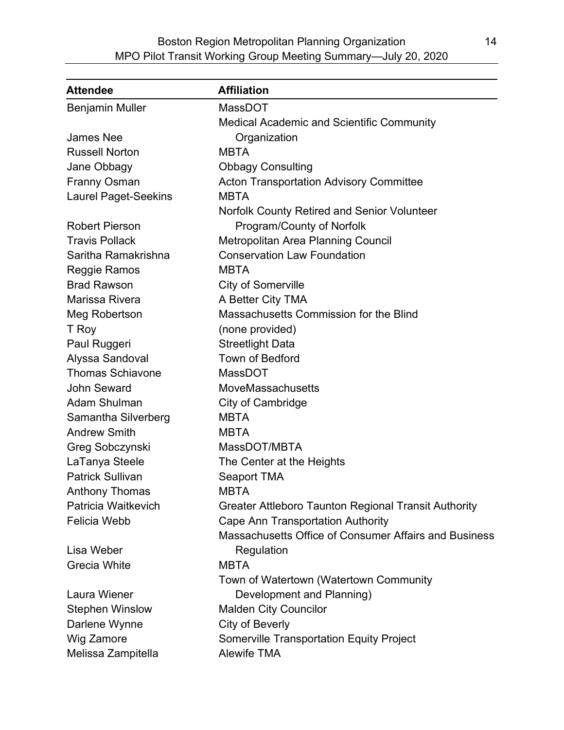| Attendee | Affiliation |
| --- | --- |
| Benjamin Muller | MassDOT |
| James Nee | Medical Academic and Scientific Community Organization |
| Russell Norton | MBTA |
| Jane Obbagy | Obbagy Consulting |
| Franny Osman | Acton Transportation Advisory Committee |
| Laurel Paget-Seekins | MBTA |
| Robert Pierson | Norfolk County Retired and Senior Volunteer Program/County of Norfolk |
| Travis Pollack | Metropolitan Area Planning Council |
| Saritha Ramakrishna | Conservation Law Foundation |
| Reggie Ramos | MBTA |
| Brad Rawson | City of Somerville |
| Marissa Rivera | A Better City TMA |
| Meg Robertson | Massachusetts Commission for the Blind |
| T Roy | (none provided) |
| Paul Ruggeri | Streetlight Data |
| Alyssa Sandoval | Town of Bedford |
| Thomas Schiavone | MassDOT |
| John Seward | MoveMassachusetts |
| Adam Shulman | City of Cambridge |
| Samantha Silverberg | MBTA |
| Andrew Smith | MBTA |
| Greg Sobczynski | MassDOT/MBTA |
| LaTanya Steele | The Center at the Heights |
| Patrick Sullivan | Seaport TMA |
| Anthony Thomas | MBTA |
| Patricia Waitkevich | Greater Attleboro Taunton Regional Transit Authority |
| Felicia Webb | Cape Ann Transportation Authority |
| Lisa Weber | Massachusetts Office of Consumer Affairs and Business Regulation |
| Grecia White | MBTA |
| Laura Wiener | Town of Watertown (Watertown Community Development and Planning) |
| Stephen Winslow | Malden City Councilor |
| Darlene Wynne | City of Beverly |
| Wig Zamore | Somerville Transportation Equity Project |
| Melissa Zampitella | Alewife TMA |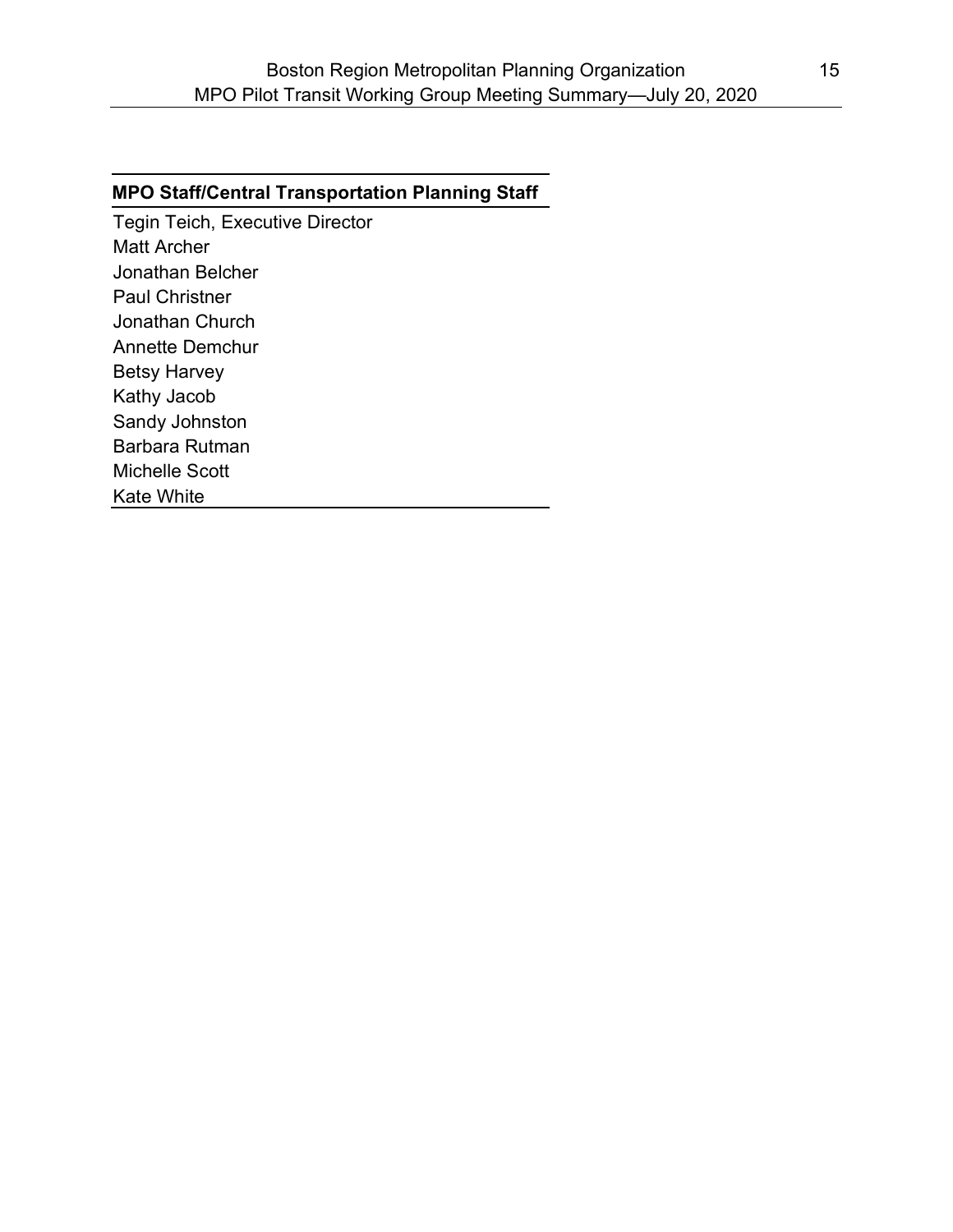| MPO Staff/Central Transportation Planning Staff |
| --- |
| Tegin Teich, Executive Director |
| Matt Archer |
| Jonathan Belcher |
| Paul Christner |
| Jonathan Church |
| Annette Demchur |
| Betsy Harvey |
| Kathy Jacob |
| Sandy Johnston |
| Barbara Rutman |
| Michelle Scott |
| Kate White |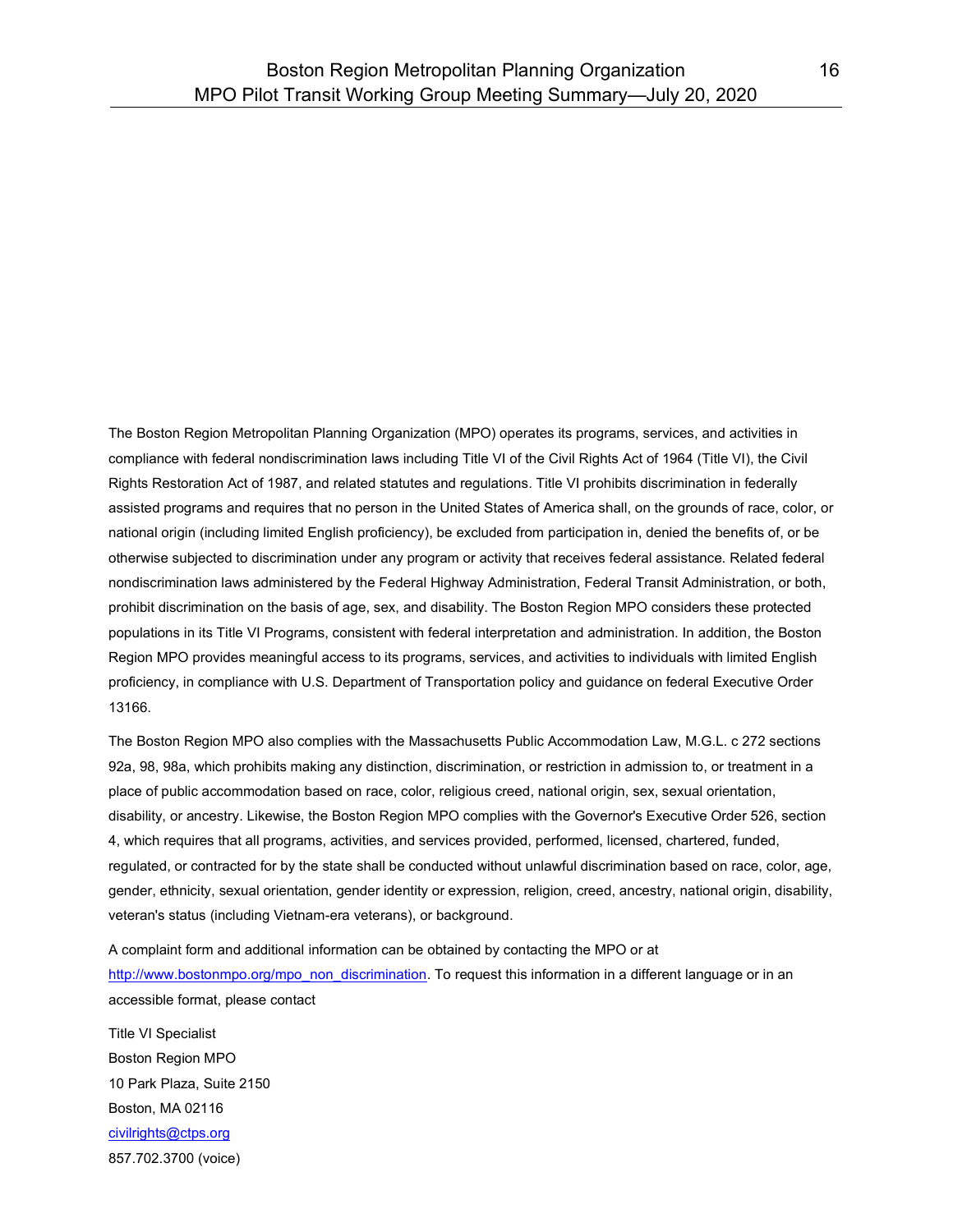The Boston Region Metropolitan Planning Organization (MPO) operates its programs, services, and activities in compliance with federal nondiscrimination laws including Title VI of the Civil Rights Act of 1964 (Title VI), the Civil Rights Restoration Act of 1987, and related statutes and regulations. Title VI prohibits discrimination in federally assisted programs and requires that no person in the United States of America shall, on the grounds of race, color, or national origin (including limited English proficiency), be excluded from participation in, denied the benefits of, or be otherwise subjected to discrimination under any program or activity that receives federal assistance. Related federal nondiscrimination laws administered by the Federal Highway Administration, Federal Transit Administration, or both, prohibit discrimination on the basis of age, sex, and disability. The Boston Region MPO considers these protected populations in its Title VI Programs, consistent with federal interpretation and administration. In addition, the Boston Region MPO provides meaningful access to its programs, services, and activities to individuals with limited English proficiency, in compliance with U.S. Department of Transportation policy and guidance on federal Executive Order 13166.

The Boston Region MPO also complies with the Massachusetts Public Accommodation Law, M.G.L. c 272 sections 92a, 98, 98a, which prohibits making any distinction, discrimination, or restriction in admission to, or treatment in a place of public accommodation based on race, color, religious creed, national origin, sex, sexual orientation, disability, or ancestry. Likewise, the Boston Region MPO complies with the Governor's Executive Order 526, section 4, which requires that all programs, activities, and services provided, performed, licensed, chartered, funded, regulated, or contracted for by the state shall be conducted without unlawful discrimination based on race, color, age, gender, ethnicity, sexual orientation, gender identity or expression, religion, creed, ancestry, national origin, disability, veteran's status (including Vietnam-era veterans), or background.

A complaint form and additional information can be obtained by contacting the MPO or at http://www.bostonmpo.org/mpo_non_discrimination. To request this information in a different language or in an accessible format, please contact

Title VI Specialist
Boston Region MPO
10 Park Plaza, Suite 2150
Boston, MA 02116
civilrights@ctps.org
857.702.3700 (voice)